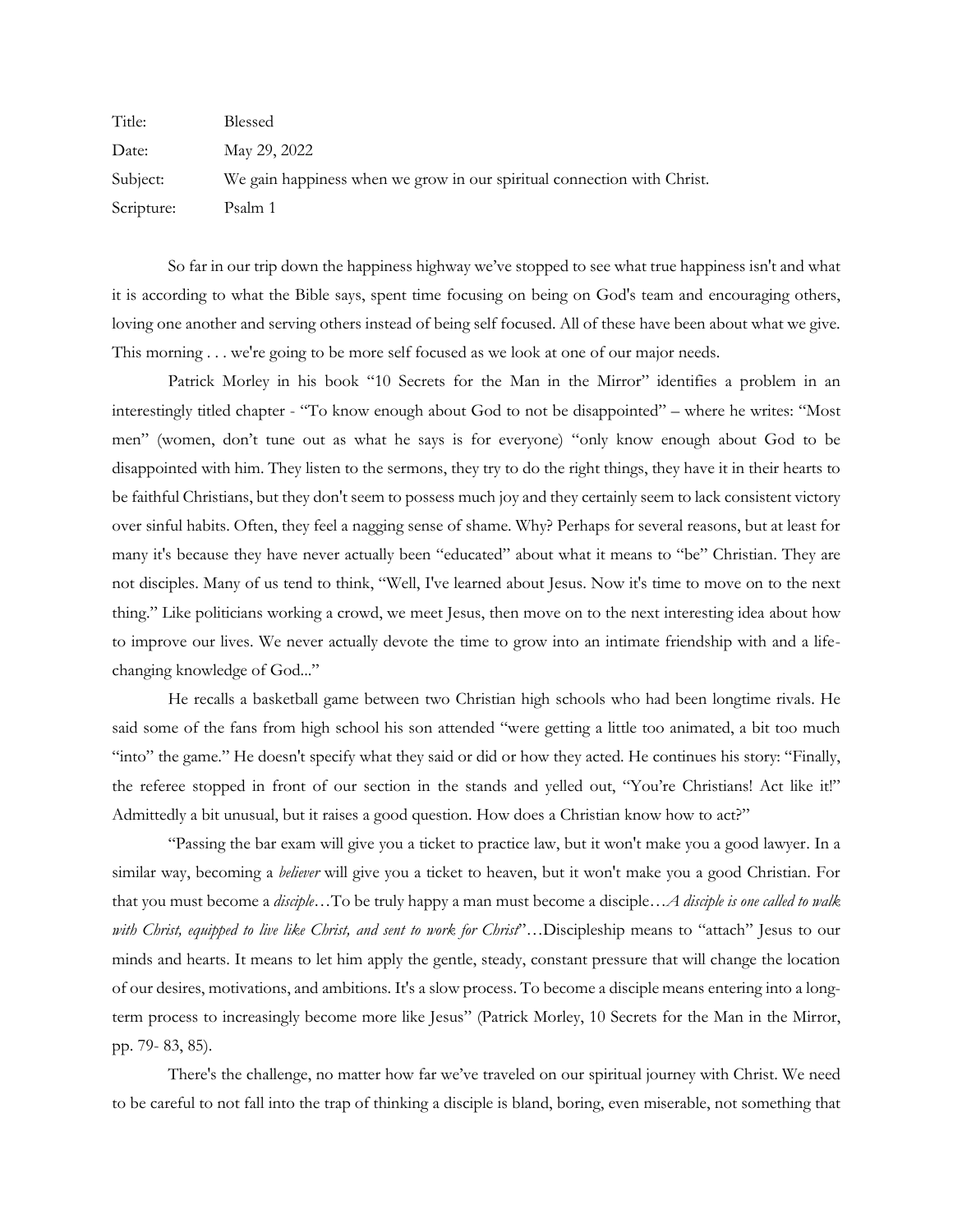Title: Blessed

Date: May 29, 2022

Subject: We gain happiness when we grow in our spiritual connection with Christ.

Scripture: Psalm 1

So far in our trip down the happiness highway we've stopped to see what true happiness isn't and what it is according to what the Bible says, spent time focusing on being on God's team and encouraging others, loving one another and serving others instead of being self focused. All of these have been about what we give. This morning . . . we're going to be more self focused as we look at one of our major needs.

Patrick Morley in his book "10 Secrets for the Man in the Mirror" identifies a problem in an interestingly titled chapter - "To know enough about God to not be disappointed" – where he writes: "Most men" (women, don't tune out as what he says is for everyone) "only know enough about God to be disappointed with him. They listen to the sermons, they try to do the right things, they have it in their hearts to be faithful Christians, but they don't seem to possess much joy and they certainly seem to lack consistent victory over sinful habits. Often, they feel a nagging sense of shame. Why? Perhaps for several reasons, but at least for many it's because they have never actually been "educated" about what it means to "be" Christian. They are not disciples. Many of us tend to think, "Well, I've learned about Jesus. Now it's time to move on to the next thing." Like politicians working a crowd, we meet Jesus, then move on to the next interesting idea about how to improve our lives. We never actually devote the time to grow into an intimate friendship with and a life-changing knowledge of God..."

He recalls a basketball game between two Christian high schools who had been longtime rivals. He said some of the fans from high school his son attended "were getting a little too animated, a bit too much "into" the game." He doesn't specify what they said or did or how they acted. He continues his story: "Finally, the referee stopped in front of our section in the stands and yelled out, "You're Christians! Act like it!" Admittedly a bit unusual, but it raises a good question. How does a Christian know how to act?"

"Passing the bar exam will give you a ticket to practice law, but it won't make you a good lawyer. In a similar way, becoming a *believer* will give you a ticket to heaven, but it won't make you a good Christian. For that you must become a *disciple*…To be truly happy a man must become a disciple…*A disciple is one called to walk with Christ, equipped to live like Christ, and sent to work for Christ*"…Discipleship means to "attach" Jesus to our minds and hearts. It means to let him apply the gentle, steady, constant pressure that will change the location of our desires, motivations, and ambitions. It's a slow process. To become a disciple means entering into a long-term process to increasingly become more like Jesus" (Patrick Morley, 10 Secrets for the Man in the Mirror, pp. 79- 83, 85).

There's the challenge, no matter how far we've traveled on our spiritual journey with Christ. We need to be careful to not fall into the trap of thinking a disciple is bland, boring, even miserable, not something that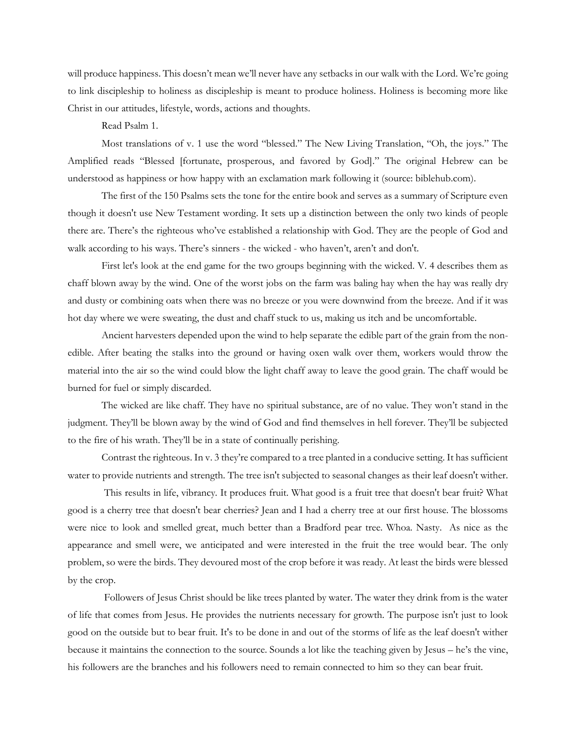will produce happiness. This doesn't mean we'll never have any setbacks in our walk with the Lord. We're going to link discipleship to holiness as discipleship is meant to produce holiness. Holiness is becoming more like Christ in our attitudes, lifestyle, words, actions and thoughts.

Read Psalm 1.

Most translations of v. 1 use the word "blessed." The New Living Translation, "Oh, the joys." The Amplified reads "Blessed [fortunate, prosperous, and favored by God]." The original Hebrew can be understood as happiness or how happy with an exclamation mark following it (source: biblehub.com).

The first of the 150 Psalms sets the tone for the entire book and serves as a summary of Scripture even though it doesn't use New Testament wording. It sets up a distinction between the only two kinds of people there are. There's the righteous who've established a relationship with God. They are the people of God and walk according to his ways. There's sinners - the wicked - who haven't, aren't and don't.

First let's look at the end game for the two groups beginning with the wicked. V. 4 describes them as chaff blown away by the wind. One of the worst jobs on the farm was baling hay when the hay was really dry and dusty or combining oats when there was no breeze or you were downwind from the breeze. And if it was hot day where we were sweating, the dust and chaff stuck to us, making us itch and be uncomfortable.

Ancient harvesters depended upon the wind to help separate the edible part of the grain from the non-edible. After beating the stalks into the ground or having oxen walk over them, workers would throw the material into the air so the wind could blow the light chaff away to leave the good grain. The chaff would be burned for fuel or simply discarded.

The wicked are like chaff. They have no spiritual substance, are of no value. They won't stand in the judgment. They'll be blown away by the wind of God and find themselves in hell forever. They'll be subjected to the fire of his wrath. They'll be in a state of continually perishing.

Contrast the righteous. In v. 3 they're compared to a tree planted in a conducive setting. It has sufficient water to provide nutrients and strength. The tree isn't subjected to seasonal changes as their leaf doesn't wither.

This results in life, vibrancy. It produces fruit. What good is a fruit tree that doesn't bear fruit? What good is a cherry tree that doesn't bear cherries? Jean and I had a cherry tree at our first house. The blossoms were nice to look and smelled great, much better than a Bradford pear tree. Whoa. Nasty. As nice as the appearance and smell were, we anticipated and were interested in the fruit the tree would bear. The only problem, so were the birds. They devoured most of the crop before it was ready. At least the birds were blessed by the crop.

Followers of Jesus Christ should be like trees planted by water. The water they drink from is the water of life that comes from Jesus. He provides the nutrients necessary for growth. The purpose isn't just to look good on the outside but to bear fruit. It's to be done in and out of the storms of life as the leaf doesn't wither because it maintains the connection to the source. Sounds a lot like the teaching given by Jesus – he's the vine, his followers are the branches and his followers need to remain connected to him so they can bear fruit.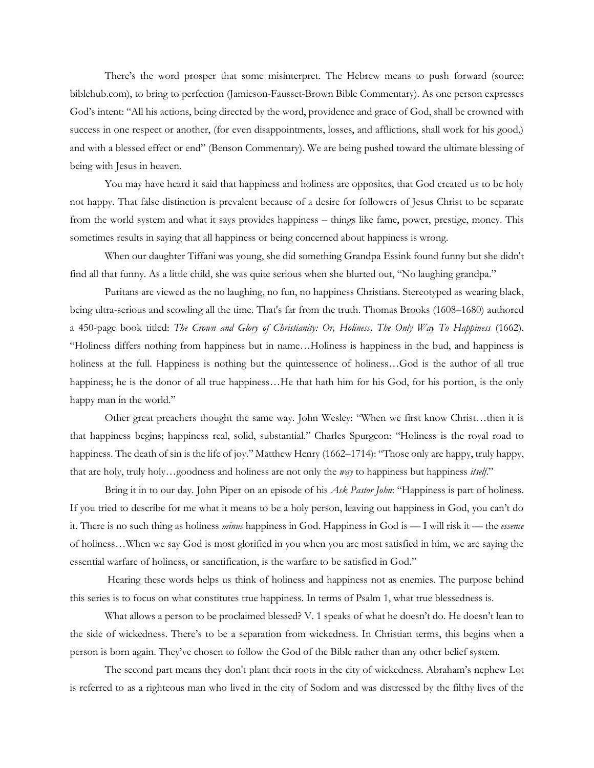There's the word prosper that some misinterpret. The Hebrew means to push forward (source: biblehub.com), to bring to perfection (Jamieson-Fausset-Brown Bible Commentary). As one person expresses God's intent: "All his actions, being directed by the word, providence and grace of God, shall be crowned with success in one respect or another, (for even disappointments, losses, and afflictions, shall work for his good,) and with a blessed effect or end" (Benson Commentary). We are being pushed toward the ultimate blessing of being with Jesus in heaven.

You may have heard it said that happiness and holiness are opposites, that God created us to be holy not happy. That false distinction is prevalent because of a desire for followers of Jesus Christ to be separate from the world system and what it says provides happiness – things like fame, power, prestige, money. This sometimes results in saying that all happiness or being concerned about happiness is wrong.

When our daughter Tiffani was young, she did something Grandpa Essink found funny but she didn't find all that funny. As a little child, she was quite serious when she blurted out, "No laughing grandpa."

Puritans are viewed as the no laughing, no fun, no happiness Christians. Stereotyped as wearing black, being ultra-serious and scowling all the time. That's far from the truth. Thomas Brooks (1608–1680) authored a 450-page book titled: *The Crown and Glory of Christianity: Or, Holiness, The Only Way To Happiness* (1662). "Holiness differs nothing from happiness but in name…Holiness is happiness in the bud, and happiness is holiness at the full. Happiness is nothing but the quintessence of holiness…God is the author of all true happiness; he is the donor of all true happiness…He that hath him for his God, for his portion, is the only happy man in the world."

Other great preachers thought the same way. John Wesley: "When we first know Christ…then it is that happiness begins; happiness real, solid, substantial." Charles Spurgeon: "Holiness is the royal road to happiness. The death of sin is the life of joy." Matthew Henry (1662–1714): "Those only are happy, truly happy, that are holy, truly holy…goodness and holiness are not only the *way* to happiness but happiness *itself*."

Bring it in to our day. John Piper on an episode of his *Ask Pastor John*: "Happiness is part of holiness. If you tried to describe for me what it means to be a holy person, leaving out happiness in God, you can't do it. There is no such thing as holiness *minus* happiness in God. Happiness in God is — I will risk it — the *essence* of holiness…When we say God is most glorified in you when you are most satisfied in him, we are saying the essential warfare of holiness, or sanctification, is the warfare to be satisfied in God."

Hearing these words helps us think of holiness and happiness not as enemies. The purpose behind this series is to focus on what constitutes true happiness. In terms of Psalm 1, what true blessedness is.

What allows a person to be proclaimed blessed? V. 1 speaks of what he doesn't do. He doesn't lean to the side of wickedness. There's to be a separation from wickedness. In Christian terms, this begins when a person is born again. They've chosen to follow the God of the Bible rather than any other belief system.

The second part means they don't plant their roots in the city of wickedness. Abraham's nephew Lot is referred to as a righteous man who lived in the city of Sodom and was distressed by the filthy lives of the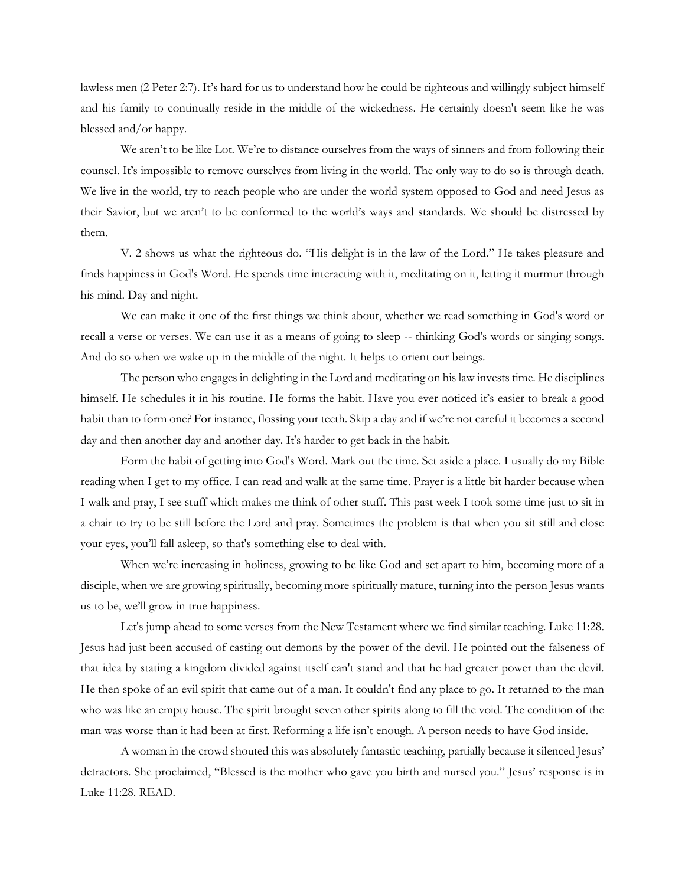lawless men (2 Peter 2:7). It's hard for us to understand how he could be righteous and willingly subject himself and his family to continually reside in the middle of the wickedness. He certainly doesn't seem like he was blessed and/or happy.

We aren't to be like Lot. We're to distance ourselves from the ways of sinners and from following their counsel. It's impossible to remove ourselves from living in the world. The only way to do so is through death. We live in the world, try to reach people who are under the world system opposed to God and need Jesus as their Savior, but we aren't to be conformed to the world's ways and standards. We should be distressed by them.

V. 2 shows us what the righteous do. "His delight is in the law of the Lord." He takes pleasure and finds happiness in God's Word. He spends time interacting with it, meditating on it, letting it murmur through his mind. Day and night.

We can make it one of the first things we think about, whether we read something in God's word or recall a verse or verses. We can use it as a means of going to sleep -- thinking God's words or singing songs. And do so when we wake up in the middle of the night. It helps to orient our beings.

The person who engages in delighting in the Lord and meditating on his law invests time. He disciplines himself. He schedules it in his routine. He forms the habit. Have you ever noticed it's easier to break a good habit than to form one? For instance, flossing your teeth. Skip a day and if we're not careful it becomes a second day and then another day and another day. It's harder to get back in the habit.

Form the habit of getting into God's Word. Mark out the time. Set aside a place. I usually do my Bible reading when I get to my office. I can read and walk at the same time. Prayer is a little bit harder because when I walk and pray, I see stuff which makes me think of other stuff. This past week I took some time just to sit in a chair to try to be still before the Lord and pray. Sometimes the problem is that when you sit still and close your eyes, you'll fall asleep, so that's something else to deal with.

When we're increasing in holiness, growing to be like God and set apart to him, becoming more of a disciple, when we are growing spiritually, becoming more spiritually mature, turning into the person Jesus wants us to be, we'll grow in true happiness.

Let's jump ahead to some verses from the New Testament where we find similar teaching. Luke 11:28. Jesus had just been accused of casting out demons by the power of the devil. He pointed out the falseness of that idea by stating a kingdom divided against itself can't stand and that he had greater power than the devil. He then spoke of an evil spirit that came out of a man. It couldn't find any place to go. It returned to the man who was like an empty house. The spirit brought seven other spirits along to fill the void. The condition of the man was worse than it had been at first. Reforming a life isn't enough. A person needs to have God inside.

A woman in the crowd shouted this was absolutely fantastic teaching, partially because it silenced Jesus' detractors. She proclaimed, "Blessed is the mother who gave you birth and nursed you." Jesus' response is in Luke 11:28. READ.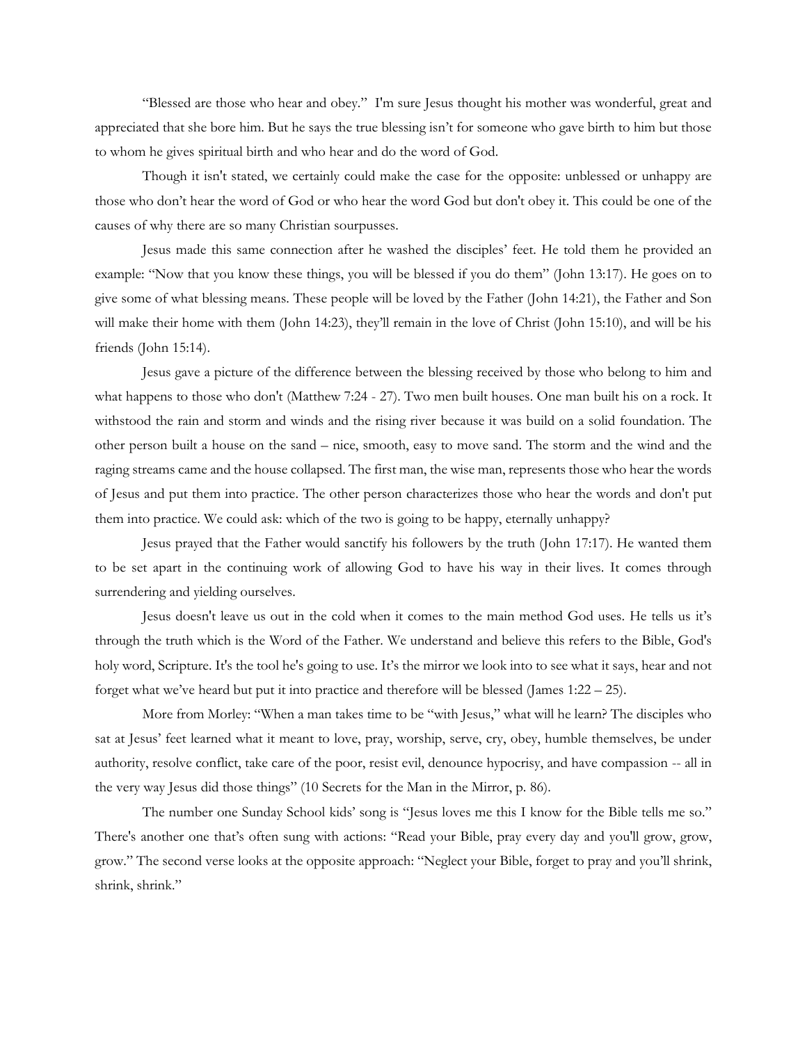"Blessed are those who hear and obey." I'm sure Jesus thought his mother was wonderful, great and appreciated that she bore him. But he says the true blessing isn't for someone who gave birth to him but those to whom he gives spiritual birth and who hear and do the word of God.

Though it isn't stated, we certainly could make the case for the opposite: unblessed or unhappy are those who don't hear the word of God or who hear the word God but don't obey it. This could be one of the causes of why there are so many Christian sourpusses.

Jesus made this same connection after he washed the disciples' feet. He told them he provided an example: "Now that you know these things, you will be blessed if you do them" (John 13:17). He goes on to give some of what blessing means. These people will be loved by the Father (John 14:21), the Father and Son will make their home with them (John 14:23), they'll remain in the love of Christ (John 15:10), and will be his friends (John 15:14).

Jesus gave a picture of the difference between the blessing received by those who belong to him and what happens to those who don't (Matthew 7:24 - 27). Two men built houses. One man built his on a rock. It withstood the rain and storm and winds and the rising river because it was build on a solid foundation. The other person built a house on the sand – nice, smooth, easy to move sand. The storm and the wind and the raging streams came and the house collapsed. The first man, the wise man, represents those who hear the words of Jesus and put them into practice. The other person characterizes those who hear the words and don't put them into practice. We could ask: which of the two is going to be happy, eternally unhappy?

Jesus prayed that the Father would sanctify his followers by the truth (John 17:17). He wanted them to be set apart in the continuing work of allowing God to have his way in their lives. It comes through surrendering and yielding ourselves.

Jesus doesn't leave us out in the cold when it comes to the main method God uses. He tells us it's through the truth which is the Word of the Father. We understand and believe this refers to the Bible, God's holy word, Scripture. It's the tool he's going to use. It's the mirror we look into to see what it says, hear and not forget what we've heard but put it into practice and therefore will be blessed (James 1:22 – 25).

More from Morley: "When a man takes time to be "with Jesus," what will he learn? The disciples who sat at Jesus' feet learned what it meant to love, pray, worship, serve, cry, obey, humble themselves, be under authority, resolve conflict, take care of the poor, resist evil, denounce hypocrisy, and have compassion -- all in the very way Jesus did those things" (10 Secrets for the Man in the Mirror, p. 86).

The number one Sunday School kids' song is "Jesus loves me this I know for the Bible tells me so." There's another one that's often sung with actions: "Read your Bible, pray every day and you'll grow, grow, grow." The second verse looks at the opposite approach: "Neglect your Bible, forget to pray and you'll shrink, shrink, shrink."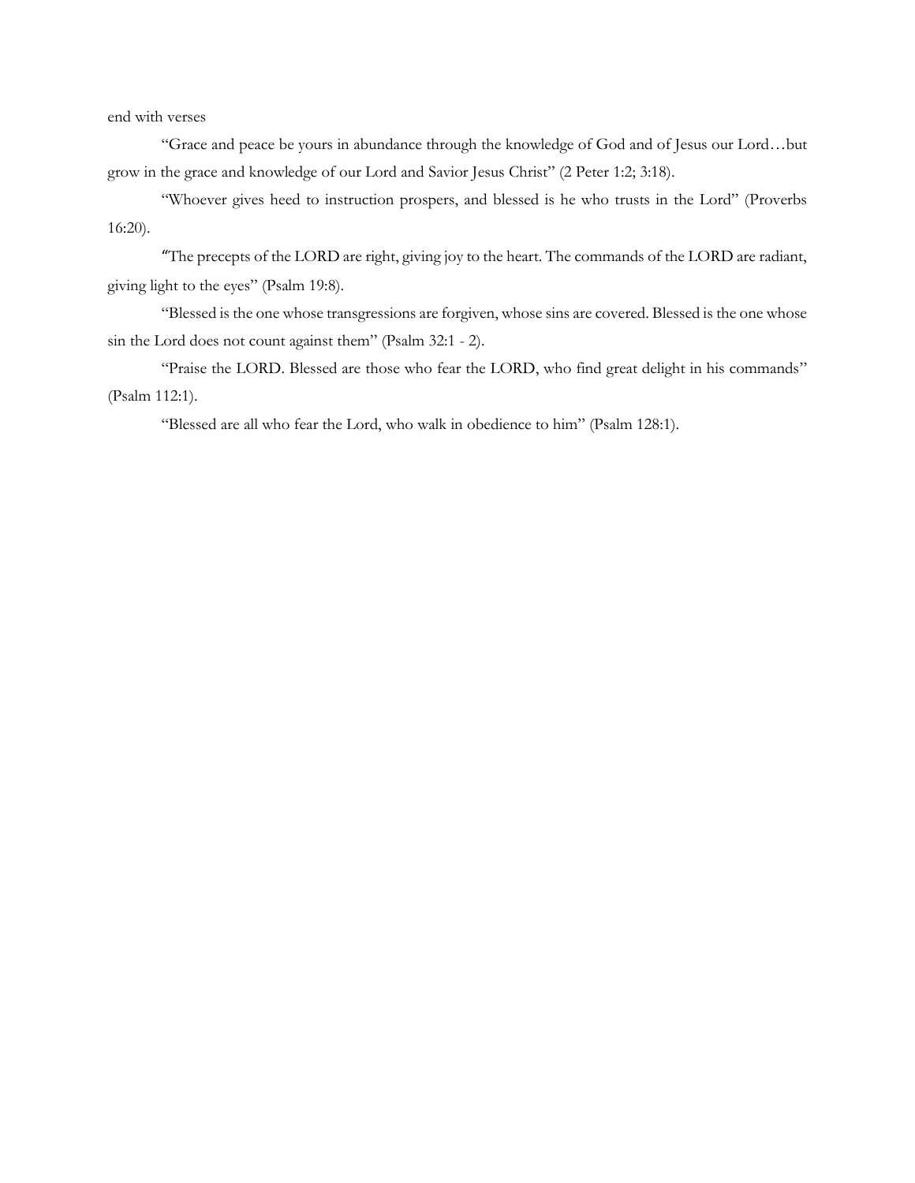end with verses

"Grace and peace be yours in abundance through the knowledge of God and of Jesus our Lord…but grow in the grace and knowledge of our Lord and Savior Jesus Christ" (2 Peter 1:2; 3:18).

"Whoever gives heed to instruction prospers, and blessed is he who trusts in the Lord" (Proverbs 16:20).

"The precepts of the LORD are right, giving joy to the heart. The commands of the LORD are radiant, giving light to the eyes" (Psalm 19:8).

"Blessed is the one whose transgressions are forgiven, whose sins are covered. Blessed is the one whose sin the Lord does not count against them" (Psalm 32:1 - 2).

"Praise the LORD. Blessed are those who fear the LORD, who find great delight in his commands" (Psalm 112:1).

"Blessed are all who fear the Lord, who walk in obedience to him" (Psalm 128:1).